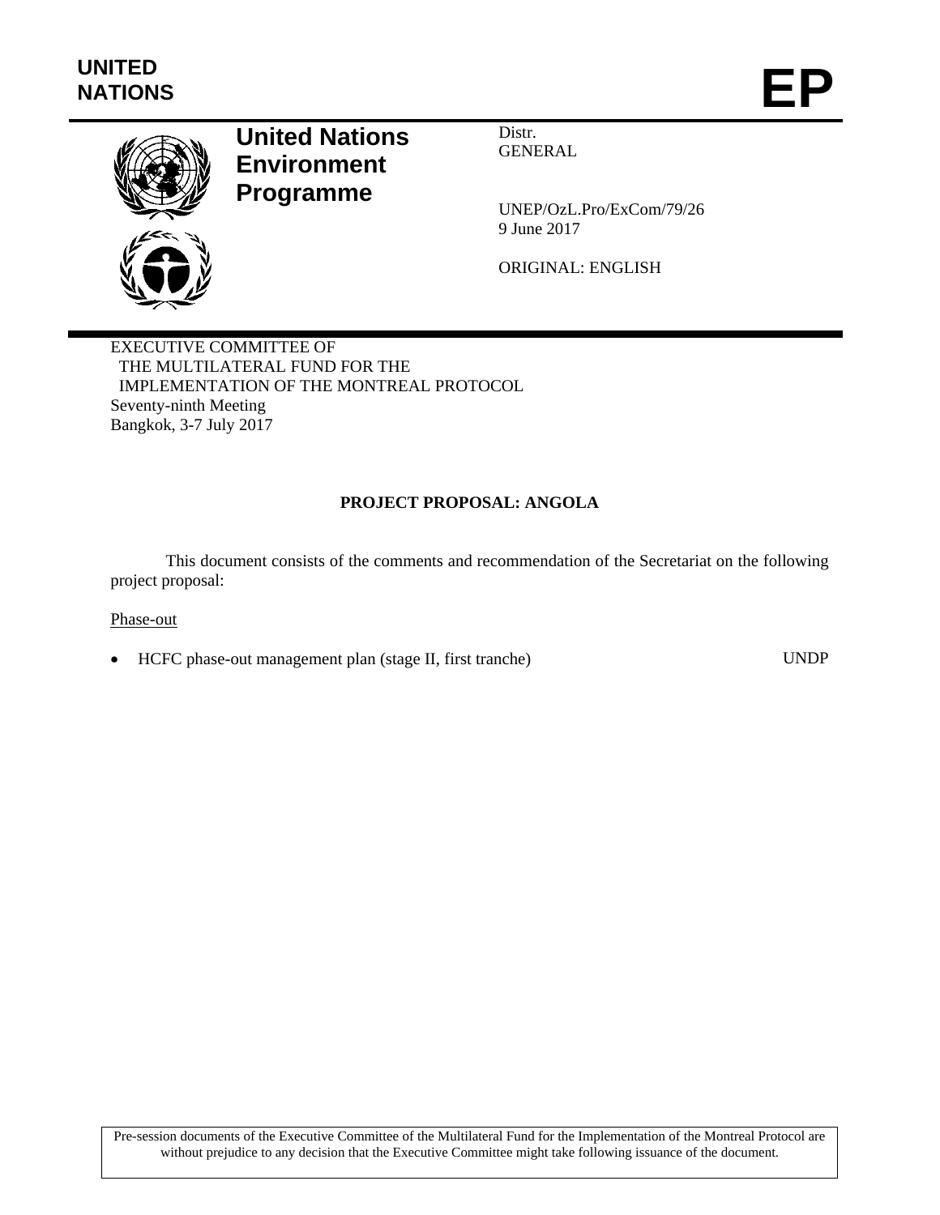UNITED NATIONS

# EP

**United Nations Environment Programme**

Distr.
GENERAL

UNEP/OzL.Pro/ExCom/79/26
9 June 2017

ORIGINAL: ENGLISH

EXECUTIVE COMMITTEE OF
THE MULTILATERAL FUND FOR THE
IMPLEMENTATION OF THE MONTREAL PROTOCOL
Seventy-ninth Meeting
Bangkok, 3-7 July 2017

## PROJECT PROPOSAL: ANGOLA

This document consists of the comments and recommendation of the Secretariat on the following project proposal:

Phase-out

- HCFC phase-out management plan (stage II, first tranche) UNDP

Pre-session documents of the Executive Committee of the Multilateral Fund for the Implementation of the Montreal Protocol are without prejudice to any decision that the Executive Committee might take following issuance of the document.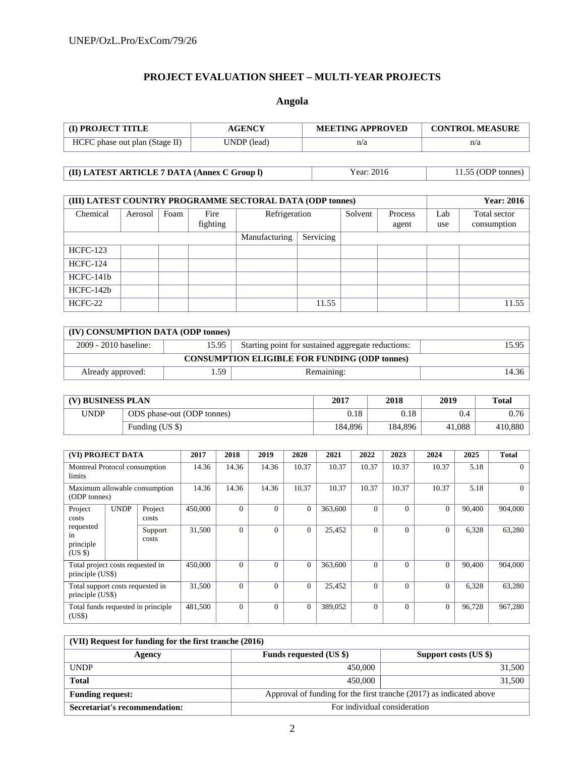# PROJECT EVALUATION SHEET – MULTI-YEAR PROJECTS

## Angola

| (I) PROJECT TITLE | AGENCY | MEETING APPROVED | CONTROL MEASURE |
|---|---|---|---|
| HCFC phase out plan (Stage II) | UNDP (lead) | n/a | n/a |

| (II) LATEST ARTICLE 7 DATA (Annex C Group l) | Year: 2016 | 11.55 (ODP tonnes) |
|---|---|---|

| (III) LATEST COUNTRY PROGRAMME SECTORAL DATA (ODP tonnes) | | | | | | | | | Year: 2016 |
|---|---|---|---|---|---|---|---|---|---|
| Chemical | Aerosol | Foam | Fire fighting | Refrigeration | | Solvent | Process agent | Lab use | Total sector consumption |
| | | | | Manufacturing | Servicing | | | | |
| HCFC-123 | | | | | | | | | |
| HCFC-124 | | | | | | | | | |
| HCFC-141b | | | | | | | | | |
| HCFC-142b | | | | | | | | | |
| HCFC-22 | | | | | 11.55 | | | | 11.55 |

| (IV) CONSUMPTION DATA (ODP tonnes) | | | |
|---|---|---|---|
| 2009 - 2010 baseline: | 15.95 | Starting point for sustained aggregate reductions: | 15.95 |
| CONSUMPTION ELIGIBLE FOR FUNDING (ODP tonnes) | | | |
| Already approved: | 1.59 | Remaining: | 14.36 |

| (V) BUSINESS PLAN | | 2017 | 2018 | 2019 | Total |
|---|---|---|---|---|---|
| UNDP | ODS phase-out (ODP tonnes) | 0.18 | 0.18 | 0.4 | 0.76 |
| | Funding (US $) | 184,896 | 184,896 | 41,088 | 410,880 |

| (VI) PROJECT DATA | | | 2017 | 2018 | 2019 | 2020 | 2021 | 2022 | 2023 | 2024 | 2025 | Total |
|---|---|---|---|---|---|---|---|---|---|---|---|---|
| Montreal Protocol consumption limits | | | 14.36 | 14.36 | 14.36 | 10.37 | 10.37 | 10.37 | 10.37 | 10.37 | 5.18 | 0 |
| Maximum allowable consumption (ODP tonnes) | | | 14.36 | 14.36 | 14.36 | 10.37 | 10.37 | 10.37 | 10.37 | 10.37 | 5.18 | 0 |
| Project costs requested in principle (US $) | UNDP | Project costs | 450,000 | 0 | 0 | 0 | 363,600 | 0 | 0 | 0 | 90,400 | 904,000 |
| | | Support costs | 31,500 | 0 | 0 | 0 | 25,452 | 0 | 0 | 0 | 6,328 | 63,280 |
| Total project costs requested in principle (US$) | | | 450,000 | 0 | 0 | 0 | 363,600 | 0 | 0 | 0 | 90,400 | 904,000 |
| Total support costs requested in principle (US$) | | | 31,500 | 0 | 0 | 0 | 25,452 | 0 | 0 | 0 | 6,328 | 63,280 |
| Total funds requested in principle (US$) | | | 481,500 | 0 | 0 | 0 | 389,052 | 0 | 0 | 0 | 96,728 | 967,280 |

| (VII) Request for funding for the first tranche (2016) | | |
|---|---|---|
| Agency | Funds requested (US $) | Support costs (US $) |
| UNDP | 450,000 | 31,500 |
| Total | 450,000 | 31,500 |
| Funding request: | Approval of funding for the first tranche (2017) as indicated above | |
| Secretariat's recommendation: | For individual consideration | |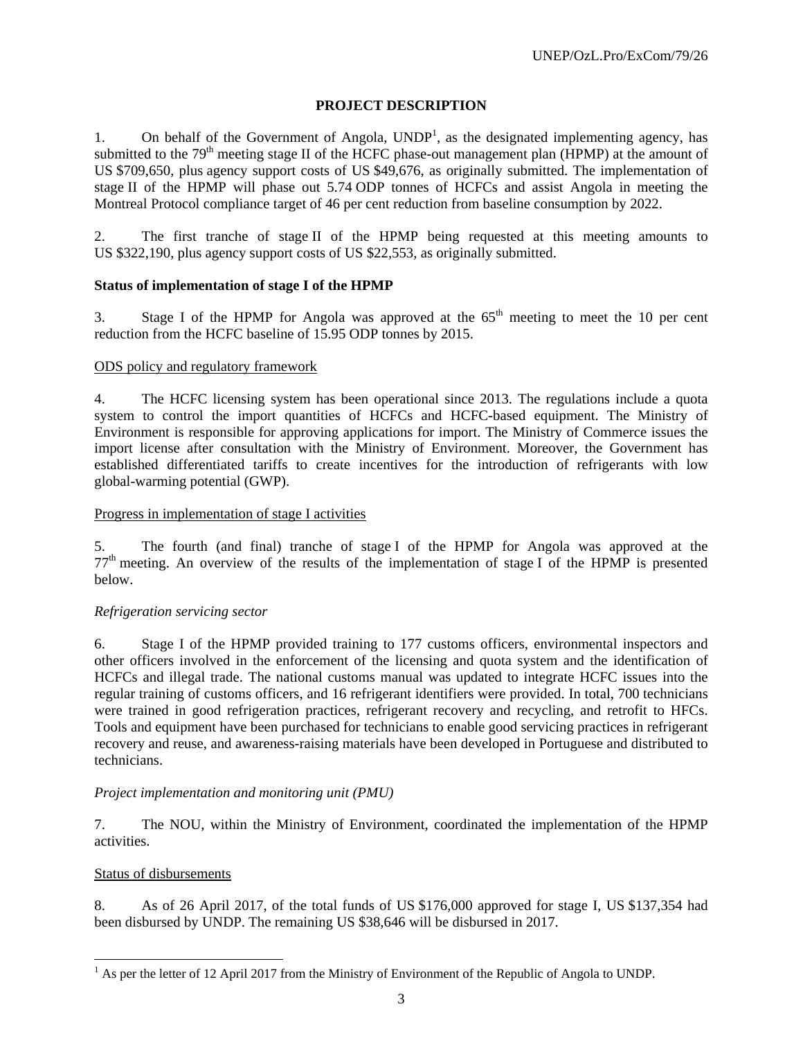## PROJECT DESCRIPTION

1. On behalf of the Government of Angola, UNDP[1], as the designated implementing agency, has submitted to the 79th meeting stage II of the HCFC phase-out management plan (HPMP) at the amount of US $709,650, plus agency support costs of US $49,676, as originally submitted. The implementation of stage II of the HPMP will phase out 5.74 ODP tonnes of HCFCs and assist Angola in meeting the Montreal Protocol compliance target of 46 per cent reduction from baseline consumption by 2022.

2. The first tranche of stage II of the HPMP being requested at this meeting amounts to US $322,190, plus agency support costs of US $22,553, as originally submitted.

### Status of implementation of stage I of the HPMP

3. Stage I of the HPMP for Angola was approved at the 65th meeting to meet the 10 per cent reduction from the HCFC baseline of 15.95 ODP tonnes by 2015.

ODS policy and regulatory framework

4. The HCFC licensing system has been operational since 2013. The regulations include a quota system to control the import quantities of HCFCs and HCFC-based equipment. The Ministry of Environment is responsible for approving applications for import. The Ministry of Commerce issues the import license after consultation with the Ministry of Environment. Moreover, the Government has established differentiated tariffs to create incentives for the introduction of refrigerants with low global-warming potential (GWP).

Progress in implementation of stage I activities

5. The fourth (and final) tranche of stage I of the HPMP for Angola was approved at the 77th meeting. An overview of the results of the implementation of stage I of the HPMP is presented below.

*Refrigeration servicing sector*

6. Stage I of the HPMP provided training to 177 customs officers, environmental inspectors and other officers involved in the enforcement of the licensing and quota system and the identification of HCFCs and illegal trade. The national customs manual was updated to integrate HCFC issues into the regular training of customs officers, and 16 refrigerant identifiers were provided. In total, 700 technicians were trained in good refrigeration practices, refrigerant recovery and recycling, and retrofit to HFCs. Tools and equipment have been purchased for technicians to enable good servicing practices in refrigerant recovery and reuse, and awareness-raising materials have been developed in Portuguese and distributed to technicians.

*Project implementation and monitoring unit (PMU)*

7. The NOU, within the Ministry of Environment, coordinated the implementation of the HPMP activities.

Status of disbursements

8. As of 26 April 2017, of the total funds of US $176,000 approved for stage I, US $137,354 had been disbursed by UNDP. The remaining US $38,646 will be disbursed in 2017.

[1] As per the letter of 12 April 2017 from the Ministry of Environment of the Republic of Angola to UNDP.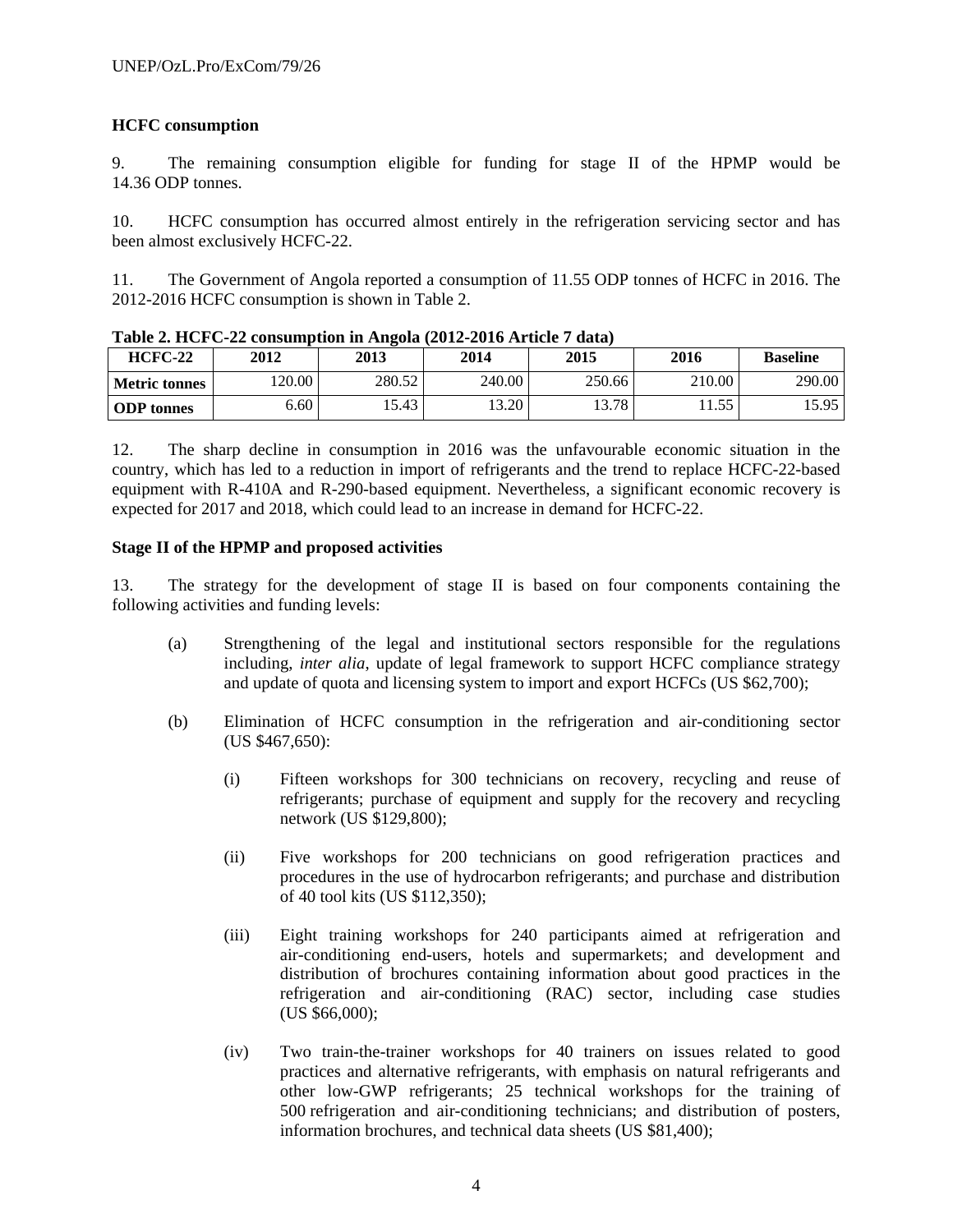**HCFC consumption**

9. The remaining consumption eligible for funding for stage II of the HPMP would be 14.36 ODP tonnes.

10. HCFC consumption has occurred almost entirely in the refrigeration servicing sector and has been almost exclusively HCFC-22.

11. The Government of Angola reported a consumption of 11.55 ODP tonnes of HCFC in 2016. The 2012-2016 HCFC consumption is shown in Table 2.

**Table 2. HCFC-22 consumption in Angola (2012-2016 Article 7 data)**

| HCFC-22 | 2012 | 2013 | 2014 | 2015 | 2016 | Baseline |
|---|---|---|---|---|---|---|
| **Metric tonnes** | 120.00 | 280.52 | 240.00 | 250.66 | 210.00 | 290.00 |
| **ODP tonnes** | 6.60 | 15.43 | 13.20 | 13.78 | 11.55 | 15.95 |

12. The sharp decline in consumption in 2016 was the unfavourable economic situation in the country, which has led to a reduction in import of refrigerants and the trend to replace HCFC-22-based equipment with R-410A and R-290-based equipment. Nevertheless, a significant economic recovery is expected for 2017 and 2018, which could lead to an increase in demand for HCFC-22.

**Stage II of the HPMP and proposed activities**

13. The strategy for the development of stage II is based on four components containing the following activities and funding levels:

(a) Strengthening of the legal and institutional sectors responsible for the regulations including, *inter alia*, update of legal framework to support HCFC compliance strategy and update of quota and licensing system to import and export HCFCs (US $62,700);

(b) Elimination of HCFC consumption in the refrigeration and air-conditioning sector (US $467,650):

(i) Fifteen workshops for 300 technicians on recovery, recycling and reuse of refrigerants; purchase of equipment and supply for the recovery and recycling network (US $129,800);

(ii) Five workshops for 200 technicians on good refrigeration practices and procedures in the use of hydrocarbon refrigerants; and purchase and distribution of 40 tool kits (US $112,350);

(iii) Eight training workshops for 240 participants aimed at refrigeration and air-conditioning end-users, hotels and supermarkets; and development and distribution of brochures containing information about good practices in the refrigeration and air-conditioning (RAC) sector, including case studies (US $66,000);

(iv) Two train-the-trainer workshops for 40 trainers on issues related to good practices and alternative refrigerants, with emphasis on natural refrigerants and other low-GWP refrigerants; 25 technical workshops for the training of 500 refrigeration and air-conditioning technicians; and distribution of posters, information brochures, and technical data sheets (US $81,400);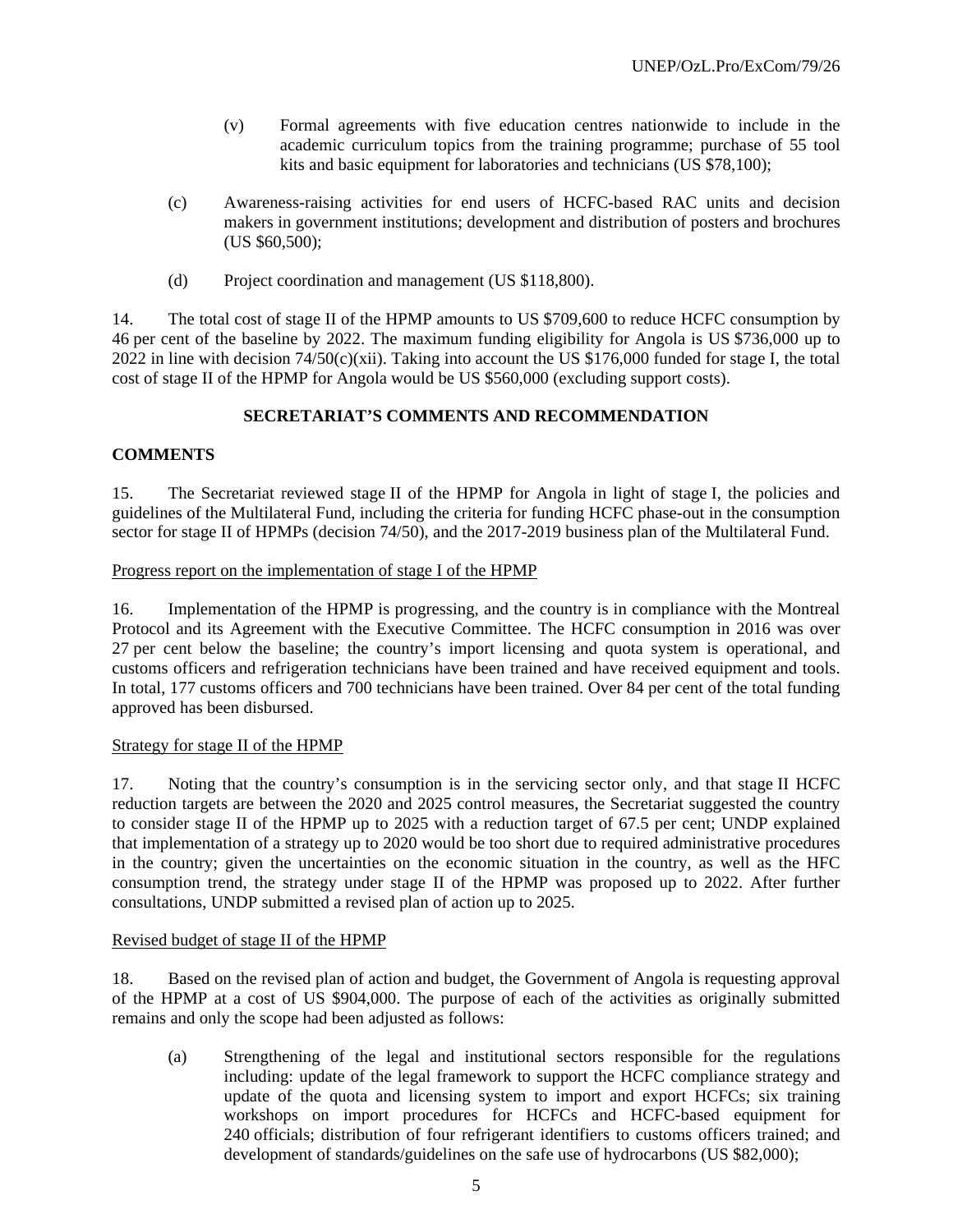(v) Formal agreements with five education centres nationwide to include in the academic curriculum topics from the training programme; purchase of 55 tool kits and basic equipment for laboratories and technicians (US $78,100);

(c) Awareness-raising activities for end users of HCFC-based RAC units and decision makers in government institutions; development and distribution of posters and brochures (US $60,500);

(d) Project coordination and management (US $118,800).

14. The total cost of stage II of the HPMP amounts to US $709,600 to reduce HCFC consumption by 46 per cent of the baseline by 2022. The maximum funding eligibility for Angola is US $736,000 up to 2022 in line with decision 74/50(c)(xii). Taking into account the US $176,000 funded for stage I, the total cost of stage II of the HPMP for Angola would be US $560,000 (excluding support costs).

## SECRETARIAT'S COMMENTS AND RECOMMENDATION

### COMMENTS

15. The Secretariat reviewed stage II of the HPMP for Angola in light of stage I, the policies and guidelines of the Multilateral Fund, including the criteria for funding HCFC phase-out in the consumption sector for stage II of HPMPs (decision 74/50), and the 2017-2019 business plan of the Multilateral Fund.

#### Progress report on the implementation of stage I of the HPMP

16. Implementation of the HPMP is progressing, and the country is in compliance with the Montreal Protocol and its Agreement with the Executive Committee. The HCFC consumption in 2016 was over 27 per cent below the baseline; the country's import licensing and quota system is operational, and customs officers and refrigeration technicians have been trained and have received equipment and tools. In total, 177 customs officers and 700 technicians have been trained. Over 84 per cent of the total funding approved has been disbursed.

#### Strategy for stage II of the HPMP

17. Noting that the country's consumption is in the servicing sector only, and that stage II HCFC reduction targets are between the 2020 and 2025 control measures, the Secretariat suggested the country to consider stage II of the HPMP up to 2025 with a reduction target of 67.5 per cent; UNDP explained that implementation of a strategy up to 2020 would be too short due to required administrative procedures in the country; given the uncertainties on the economic situation in the country, as well as the HFC consumption trend, the strategy under stage II of the HPMP was proposed up to 2022. After further consultations, UNDP submitted a revised plan of action up to 2025.

#### Revised budget of stage II of the HPMP

18. Based on the revised plan of action and budget, the Government of Angola is requesting approval of the HPMP at a cost of US $904,000. The purpose of each of the activities as originally submitted remains and only the scope had been adjusted as follows:

(a) Strengthening of the legal and institutional sectors responsible for the regulations including: update of the legal framework to support the HCFC compliance strategy and update of the quota and licensing system to import and export HCFCs; six training workshops on import procedures for HCFCs and HCFC-based equipment for 240 officials; distribution of four refrigerant identifiers to customs officers trained; and development of standards/guidelines on the safe use of hydrocarbons (US $82,000);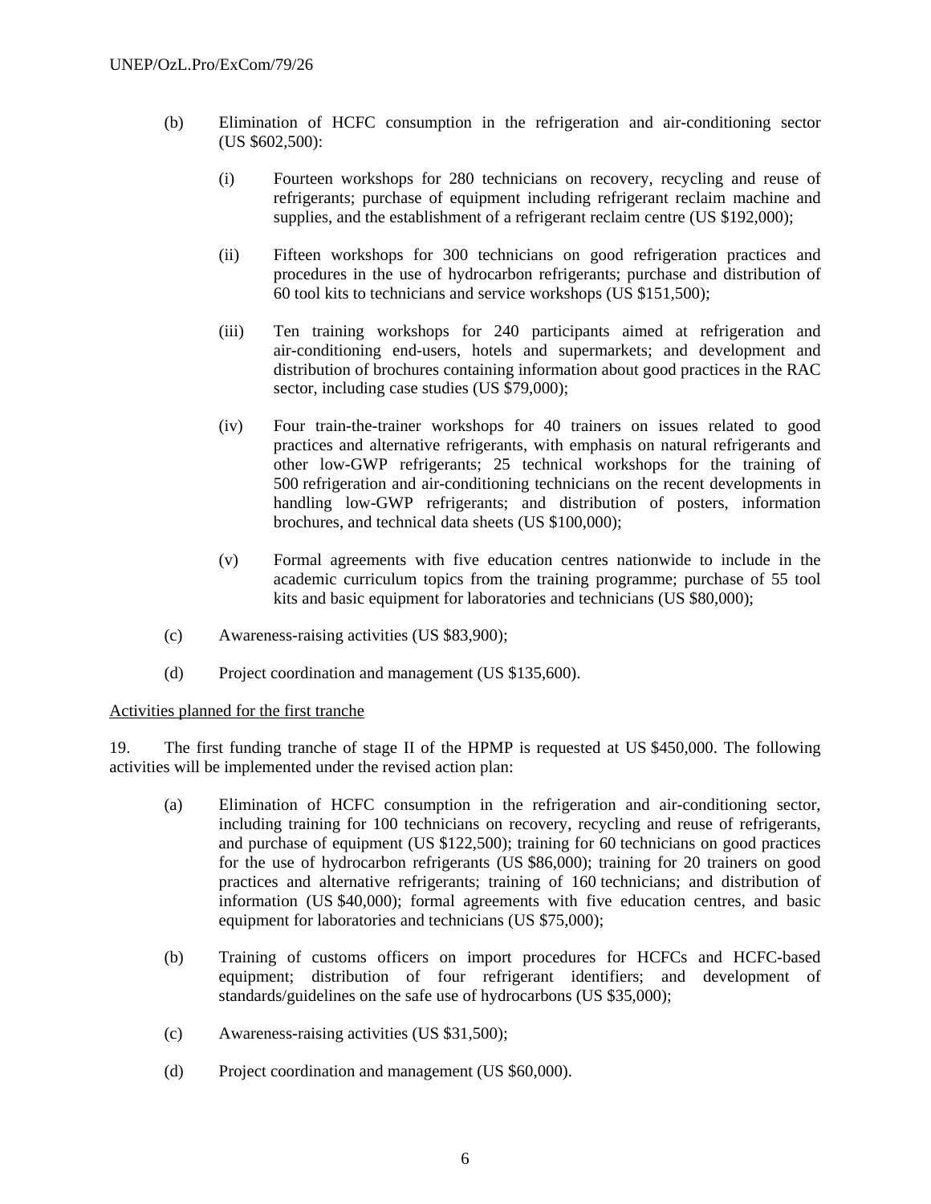(b) Elimination of HCFC consumption in the refrigeration and air-conditioning sector (US $602,500):

  (i) Fourteen workshops for 280 technicians on recovery, recycling and reuse of refrigerants; purchase of equipment including refrigerant reclaim machine and supplies, and the establishment of a refrigerant reclaim centre (US $192,000);

  (ii) Fifteen workshops for 300 technicians on good refrigeration practices and procedures in the use of hydrocarbon refrigerants; purchase and distribution of 60 tool kits to technicians and service workshops (US $151,500);

  (iii) Ten training workshops for 240 participants aimed at refrigeration and air-conditioning end-users, hotels and supermarkets; and development and distribution of brochures containing information about good practices in the RAC sector, including case studies (US $79,000);

  (iv) Four train-the-trainer workshops for 40 trainers on issues related to good practices and alternative refrigerants, with emphasis on natural refrigerants and other low-GWP refrigerants; 25 technical workshops for the training of 500 refrigeration and air-conditioning technicians on the recent developments in handling low-GWP refrigerants; and distribution of posters, information brochures, and technical data sheets (US $100,000);

  (v) Formal agreements with five education centres nationwide to include in the academic curriculum topics from the training programme; purchase of 55 tool kits and basic equipment for laboratories and technicians (US $80,000);

(c) Awareness-raising activities (US $83,900);

(d) Project coordination and management (US $135,600).

<u>Activities planned for the first tranche</u>

19. The first funding tranche of stage II of the HPMP is requested at US $450,000. The following activities will be implemented under the revised action plan:

(a) Elimination of HCFC consumption in the refrigeration and air-conditioning sector, including training for 100 technicians on recovery, recycling and reuse of refrigerants, and purchase of equipment (US $122,500); training for 60 technicians on good practices for the use of hydrocarbon refrigerants (US $86,000); training for 20 trainers on good practices and alternative refrigerants; training of 160 technicians; and distribution of information (US $40,000); formal agreements with five education centres, and basic equipment for laboratories and technicians (US $75,000);

(b) Training of customs officers on import procedures for HCFCs and HCFC-based equipment; distribution of four refrigerant identifiers; and development of standards/guidelines on the safe use of hydrocarbons (US $35,000);

(c) Awareness-raising activities (US $31,500);

(d) Project coordination and management (US $60,000).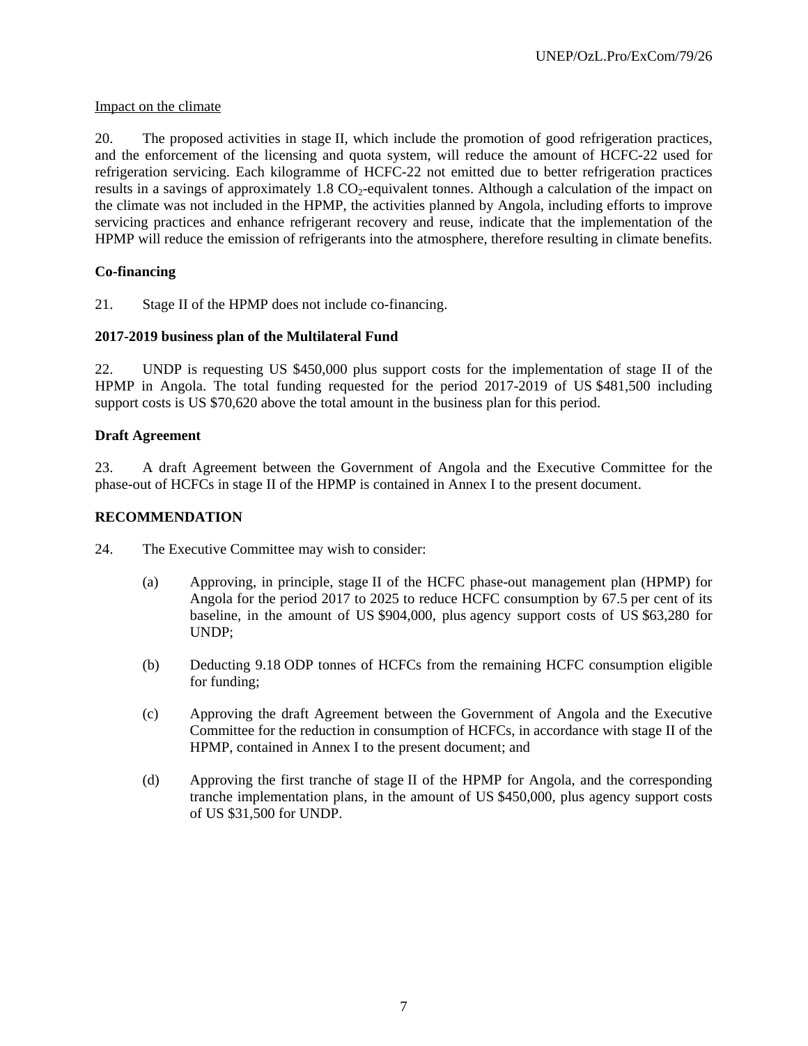Impact on the climate

20. The proposed activities in stage II, which include the promotion of good refrigeration practices, and the enforcement of the licensing and quota system, will reduce the amount of HCFC-22 used for refrigeration servicing. Each kilogramme of HCFC-22 not emitted due to better refrigeration practices results in a savings of approximately 1.8 $CO_2$-equivalent tonnes. Although a calculation of the impact on the climate was not included in the HPMP, the activities planned by Angola, including efforts to improve servicing practices and enhance refrigerant recovery and reuse, indicate that the implementation of the HPMP will reduce the emission of refrigerants into the atmosphere, therefore resulting in climate benefits.

**Co-financing**

21. Stage II of the HPMP does not include co-financing.

**2017-2019 business plan of the Multilateral Fund**

22. UNDP is requesting US $450,000 plus support costs for the implementation of stage II of the HPMP in Angola. The total funding requested for the period 2017-2019 of US $481,500 including support costs is US $70,620 above the total amount in the business plan for this period.

**Draft Agreement**

23. A draft Agreement between the Government of Angola and the Executive Committee for the phase-out of HCFCs in stage II of the HPMP is contained in Annex I to the present document.

**RECOMMENDATION**

24. The Executive Committee may wish to consider:

(a) Approving, in principle, stage II of the HCFC phase-out management plan (HPMP) for Angola for the period 2017 to 2025 to reduce HCFC consumption by 67.5 per cent of its baseline, in the amount of US $904,000, plus agency support costs of US $63,280 for UNDP;

(b) Deducting 9.18 ODP tonnes of HCFCs from the remaining HCFC consumption eligible for funding;

(c) Approving the draft Agreement between the Government of Angola and the Executive Committee for the reduction in consumption of HCFCs, in accordance with stage II of the HPMP, contained in Annex I to the present document; and

(d) Approving the first tranche of stage II of the HPMP for Angola, and the corresponding tranche implementation plans, in the amount of US $450,000, plus agency support costs of US $31,500 for UNDP.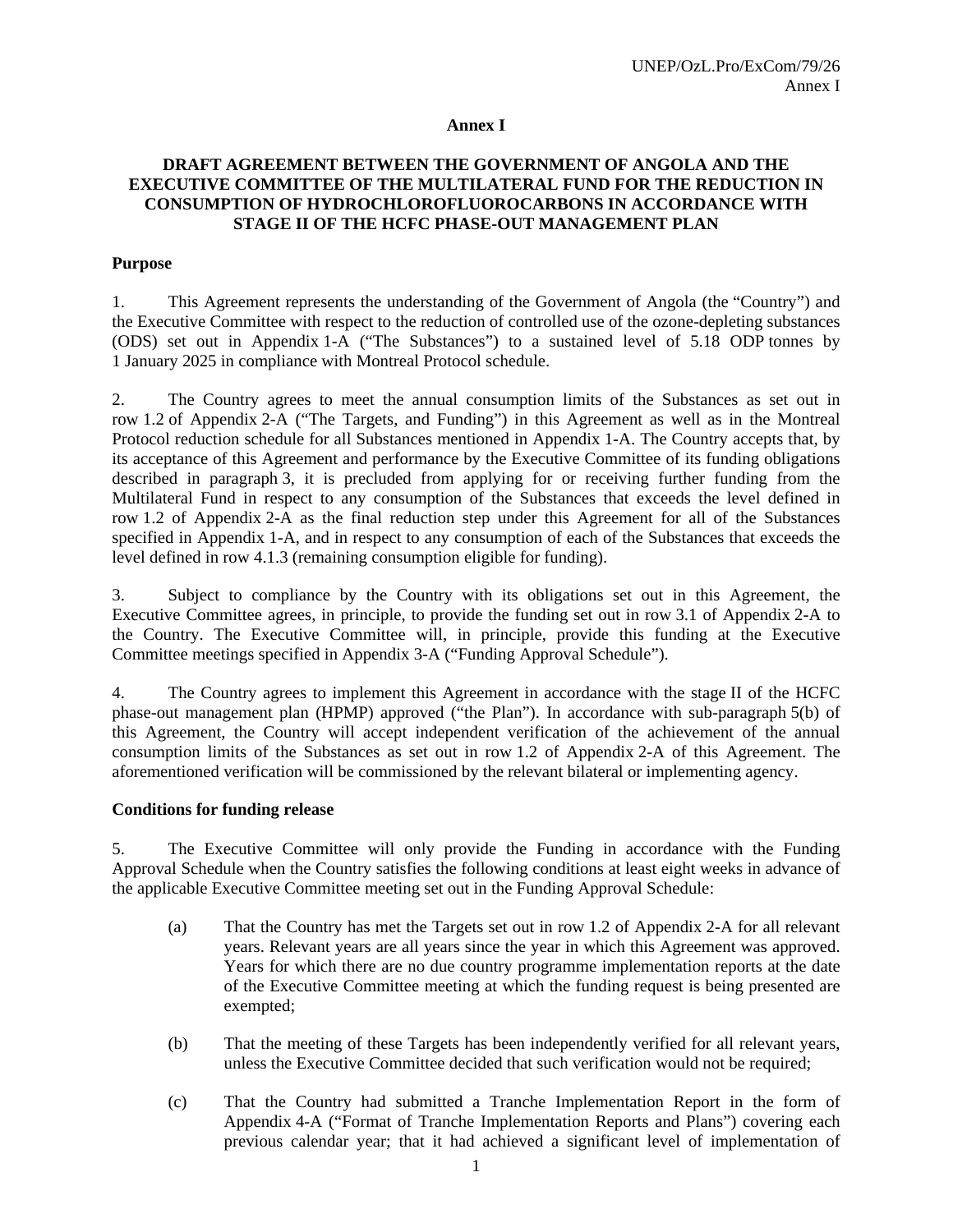## Annex I

### DRAFT AGREEMENT BETWEEN THE GOVERNMENT OF ANGOLA AND THE EXECUTIVE COMMITTEE OF THE MULTILATERAL FUND FOR THE REDUCTION IN CONSUMPTION OF HYDROCHLOROFLUOROCARBONS IN ACCORDANCE WITH STAGE II OF THE HCFC PHASE-OUT MANAGEMENT PLAN

**Purpose**

1. This Agreement represents the understanding of the Government of Angola (the "Country") and the Executive Committee with respect to the reduction of controlled use of the ozone-depleting substances (ODS) set out in Appendix 1-A ("The Substances") to a sustained level of 5.18 ODP tonnes by 1 January 2025 in compliance with Montreal Protocol schedule.

2. The Country agrees to meet the annual consumption limits of the Substances as set out in row 1.2 of Appendix 2-A ("The Targets, and Funding") in this Agreement as well as in the Montreal Protocol reduction schedule for all Substances mentioned in Appendix 1-A. The Country accepts that, by its acceptance of this Agreement and performance by the Executive Committee of its funding obligations described in paragraph 3, it is precluded from applying for or receiving further funding from the Multilateral Fund in respect to any consumption of the Substances that exceeds the level defined in row 1.2 of Appendix 2-A as the final reduction step under this Agreement for all of the Substances specified in Appendix 1-A, and in respect to any consumption of each of the Substances that exceeds the level defined in row 4.1.3 (remaining consumption eligible for funding).

3. Subject to compliance by the Country with its obligations set out in this Agreement, the Executive Committee agrees, in principle, to provide the funding set out in row 3.1 of Appendix 2-A to the Country. The Executive Committee will, in principle, provide this funding at the Executive Committee meetings specified in Appendix 3-A ("Funding Approval Schedule").

4. The Country agrees to implement this Agreement in accordance with the stage II of the HCFC phase-out management plan (HPMP) approved ("the Plan"). In accordance with sub-paragraph 5(b) of this Agreement, the Country will accept independent verification of the achievement of the annual consumption limits of the Substances as set out in row 1.2 of Appendix 2-A of this Agreement. The aforementioned verification will be commissioned by the relevant bilateral or implementing agency.

**Conditions for funding release**

5. The Executive Committee will only provide the Funding in accordance with the Funding Approval Schedule when the Country satisfies the following conditions at least eight weeks in advance of the applicable Executive Committee meeting set out in the Funding Approval Schedule:

(a) That the Country has met the Targets set out in row 1.2 of Appendix 2-A for all relevant years. Relevant years are all years since the year in which this Agreement was approved. Years for which there are no due country programme implementation reports at the date of the Executive Committee meeting at which the funding request is being presented are exempted;

(b) That the meeting of these Targets has been independently verified for all relevant years, unless the Executive Committee decided that such verification would not be required;

(c) That the Country had submitted a Tranche Implementation Report in the form of Appendix 4-A ("Format of Tranche Implementation Reports and Plans") covering each previous calendar year; that it had achieved a significant level of implementation of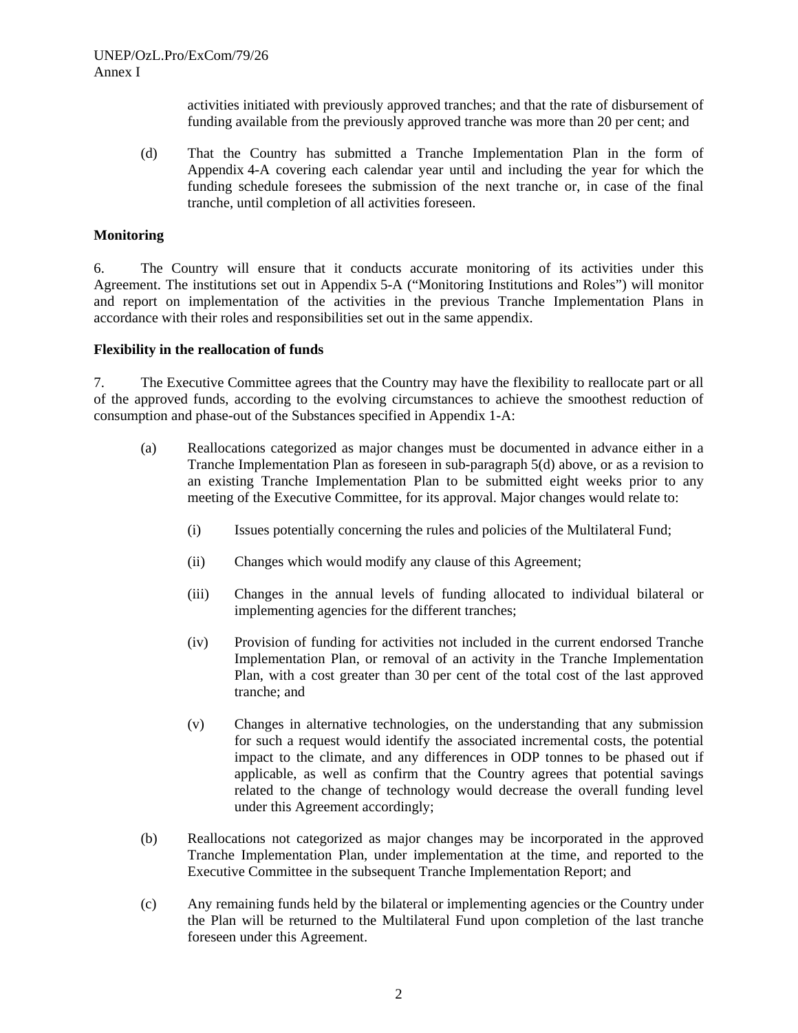activities initiated with previously approved tranches; and that the rate of disbursement of funding available from the previously approved tranche was more than 20 per cent; and

(d) That the Country has submitted a Tranche Implementation Plan in the form of Appendix 4-A covering each calendar year until and including the year for which the funding schedule foresees the submission of the next tranche or, in case of the final tranche, until completion of all activities foreseen.

**Monitoring**

6. The Country will ensure that it conducts accurate monitoring of its activities under this Agreement. The institutions set out in Appendix 5-A ("Monitoring Institutions and Roles") will monitor and report on implementation of the activities in the previous Tranche Implementation Plans in accordance with their roles and responsibilities set out in the same appendix.

**Flexibility in the reallocation of funds**

7. The Executive Committee agrees that the Country may have the flexibility to reallocate part or all of the approved funds, according to the evolving circumstances to achieve the smoothest reduction of consumption and phase-out of the Substances specified in Appendix 1-A:

(a) Reallocations categorized as major changes must be documented in advance either in a Tranche Implementation Plan as foreseen in sub-paragraph 5(d) above, or as a revision to an existing Tranche Implementation Plan to be submitted eight weeks prior to any meeting of the Executive Committee, for its approval. Major changes would relate to:

   (i) Issues potentially concerning the rules and policies of the Multilateral Fund;

   (ii) Changes which would modify any clause of this Agreement;

   (iii) Changes in the annual levels of funding allocated to individual bilateral or implementing agencies for the different tranches;

   (iv) Provision of funding for activities not included in the current endorsed Tranche Implementation Plan, or removal of an activity in the Tranche Implementation Plan, with a cost greater than 30 per cent of the total cost of the last approved tranche; and

   (v) Changes in alternative technologies, on the understanding that any submission for such a request would identify the associated incremental costs, the potential impact to the climate, and any differences in ODP tonnes to be phased out if applicable, as well as confirm that the Country agrees that potential savings related to the change of technology would decrease the overall funding level under this Agreement accordingly;

(b) Reallocations not categorized as major changes may be incorporated in the approved Tranche Implementation Plan, under implementation at the time, and reported to the Executive Committee in the subsequent Tranche Implementation Report; and

(c) Any remaining funds held by the bilateral or implementing agencies or the Country under the Plan will be returned to the Multilateral Fund upon completion of the last tranche foreseen under this Agreement.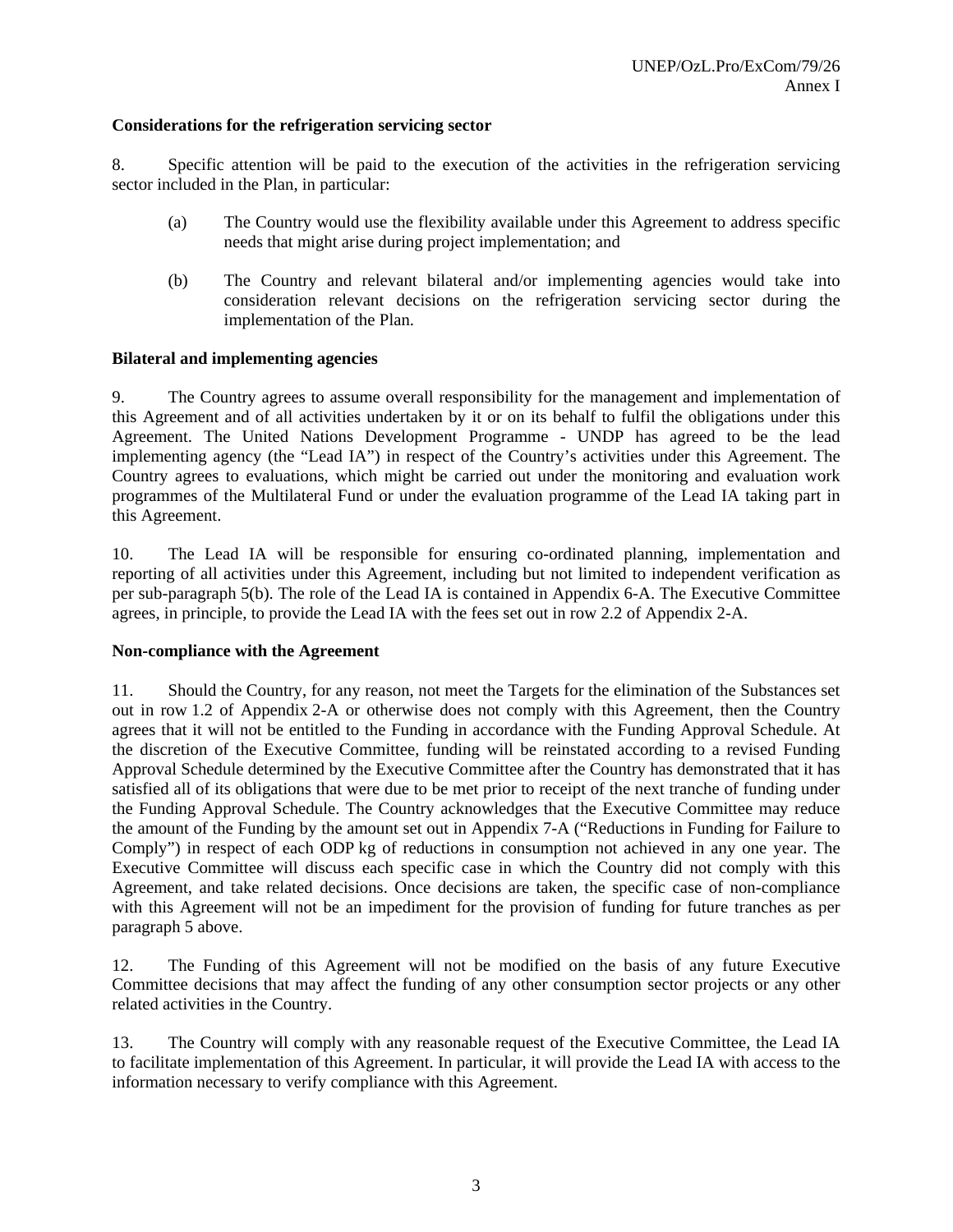**Considerations for the refrigeration servicing sector**

8. Specific attention will be paid to the execution of the activities in the refrigeration servicing sector included in the Plan, in particular:

(a) The Country would use the flexibility available under this Agreement to address specific needs that might arise during project implementation; and

(b) The Country and relevant bilateral and/or implementing agencies would take into consideration relevant decisions on the refrigeration servicing sector during the implementation of the Plan.

**Bilateral and implementing agencies**

9. The Country agrees to assume overall responsibility for the management and implementation of this Agreement and of all activities undertaken by it or on its behalf to fulfil the obligations under this Agreement. The United Nations Development Programme - UNDP has agreed to be the lead implementing agency (the "Lead IA") in respect of the Country's activities under this Agreement. The Country agrees to evaluations, which might be carried out under the monitoring and evaluation work programmes of the Multilateral Fund or under the evaluation programme of the Lead IA taking part in this Agreement.

10. The Lead IA will be responsible for ensuring co-ordinated planning, implementation and reporting of all activities under this Agreement, including but not limited to independent verification as per sub-paragraph 5(b). The role of the Lead IA is contained in Appendix 6-A. The Executive Committee agrees, in principle, to provide the Lead IA with the fees set out in row 2.2 of Appendix 2-A.

**Non-compliance with the Agreement**

11. Should the Country, for any reason, not meet the Targets for the elimination of the Substances set out in row 1.2 of Appendix 2-A or otherwise does not comply with this Agreement, then the Country agrees that it will not be entitled to the Funding in accordance with the Funding Approval Schedule. At the discretion of the Executive Committee, funding will be reinstated according to a revised Funding Approval Schedule determined by the Executive Committee after the Country has demonstrated that it has satisfied all of its obligations that were due to be met prior to receipt of the next tranche of funding under the Funding Approval Schedule. The Country acknowledges that the Executive Committee may reduce the amount of the Funding by the amount set out in Appendix 7-A ("Reductions in Funding for Failure to Comply") in respect of each ODP kg of reductions in consumption not achieved in any one year. The Executive Committee will discuss each specific case in which the Country did not comply with this Agreement, and take related decisions. Once decisions are taken, the specific case of non-compliance with this Agreement will not be an impediment for the provision of funding for future tranches as per paragraph 5 above.

12. The Funding of this Agreement will not be modified on the basis of any future Executive Committee decisions that may affect the funding of any other consumption sector projects or any other related activities in the Country.

13. The Country will comply with any reasonable request of the Executive Committee, the Lead IA to facilitate implementation of this Agreement. In particular, it will provide the Lead IA with access to the information necessary to verify compliance with this Agreement.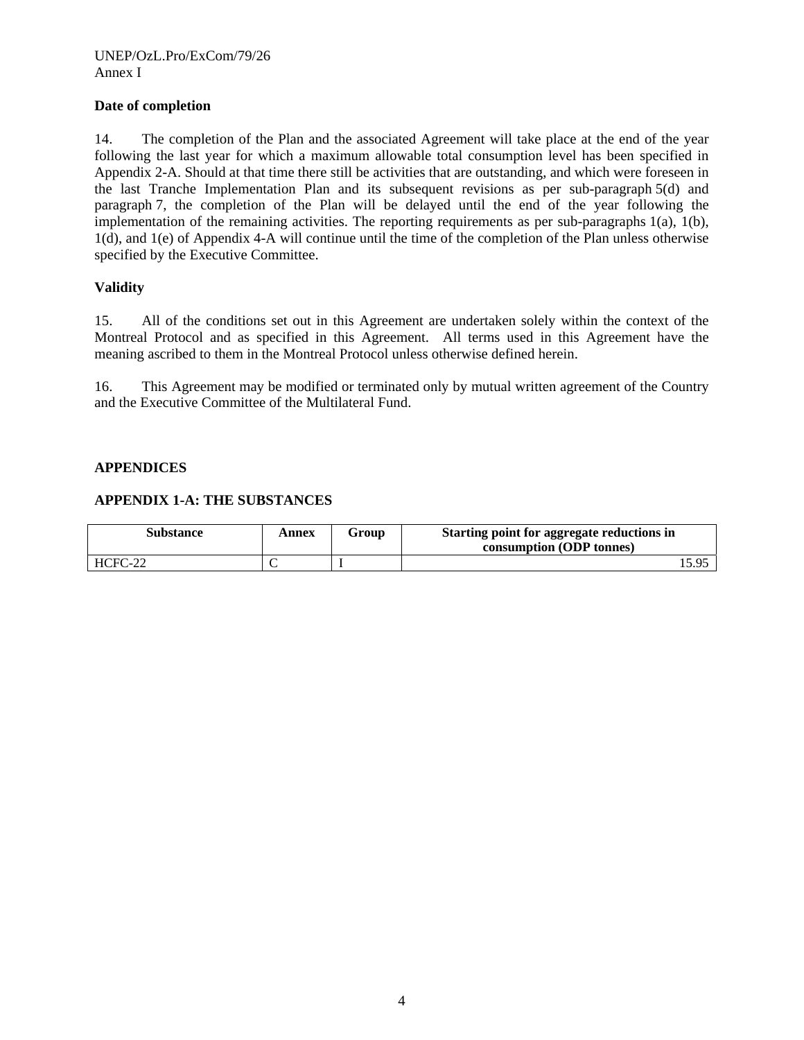**Date of completion**

14. The completion of the Plan and the associated Agreement will take place at the end of the year following the last year for which a maximum allowable total consumption level has been specified in Appendix 2-A. Should at that time there still be activities that are outstanding, and which were foreseen in the last Tranche Implementation Plan and its subsequent revisions as per sub-paragraph 5(d) and paragraph 7, the completion of the Plan will be delayed until the end of the year following the implementation of the remaining activities. The reporting requirements as per sub-paragraphs 1(a), 1(b), 1(d), and 1(e) of Appendix 4-A will continue until the time of the completion of the Plan unless otherwise specified by the Executive Committee.

**Validity**

15. All of the conditions set out in this Agreement are undertaken solely within the context of the Montreal Protocol and as specified in this Agreement. All terms used in this Agreement have the meaning ascribed to them in the Montreal Protocol unless otherwise defined herein.

16. This Agreement may be modified or terminated only by mutual written agreement of the Country and the Executive Committee of the Multilateral Fund.

**APPENDICES**

**APPENDIX 1-A: THE SUBSTANCES**

| Substance | Annex | Group | Starting point for aggregate reductions in consumption (ODP tonnes) |
|---|---|---|---|
| HCFC-22 | C | I | 15.95 |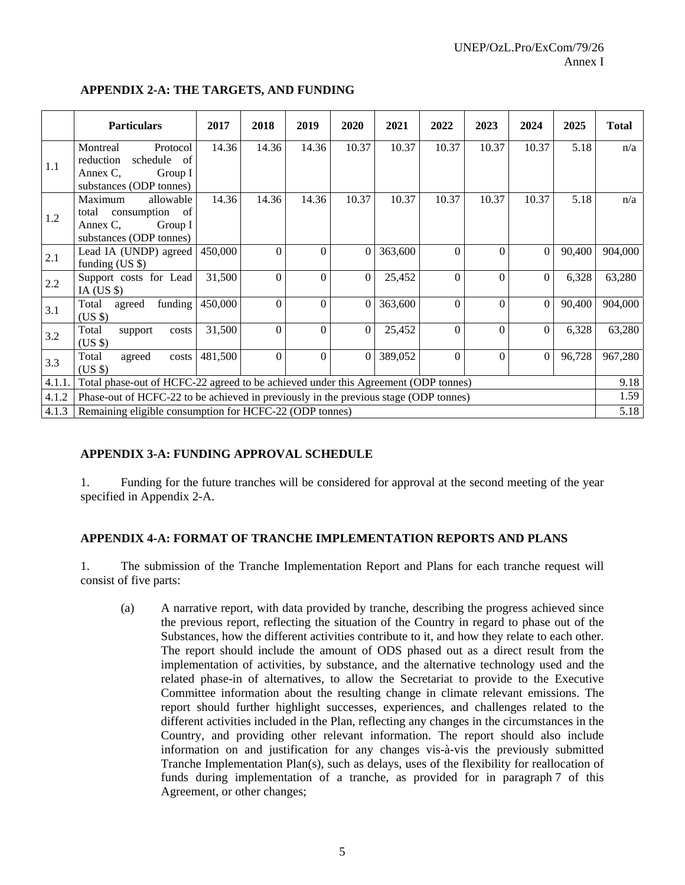## APPENDIX 2-A: THE TARGETS, AND FUNDING

| | Particulars | 2017 | 2018 | 2019 | 2020 | 2021 | 2022 | 2023 | 2024 | 2025 | Total |
|---|---|---|---|---|---|---|---|---|---|---|---|
| 1.1 | Montreal Protocol reduction schedule of Annex C, Group I substances (ODP tonnes) | 14.36 | 14.36 | 14.36 | 10.37 | 10.37 | 10.37 | 10.37 | 10.37 | 5.18 | n/a |
| 1.2 | Maximum allowable total consumption of Annex C, Group I substances (ODP tonnes) | 14.36 | 14.36 | 14.36 | 10.37 | 10.37 | 10.37 | 10.37 | 10.37 | 5.18 | n/a |
| 2.1 | Lead IA (UNDP) agreed funding (US $) | 450,000 | 0 | 0 | 0 | 363,600 | 0 | 0 | 0 | 90,400 | 904,000 |
| 2.2 | Support costs for Lead IA (US $) | 31,500 | 0 | 0 | 0 | 25,452 | 0 | 0 | 0 | 6,328 | 63,280 |
| 3.1 | Total agreed funding (US $) | 450,000 | 0 | 0 | 0 | 363,600 | 0 | 0 | 0 | 90,400 | 904,000 |
| 3.2 | Total support costs (US $) | 31,500 | 0 | 0 | 0 | 25,452 | 0 | 0 | 0 | 6,328 | 63,280 |
| 3.3 | Total agreed costs (US $) | 481,500 | 0 | 0 | 0 | 389,052 | 0 | 0 | 0 | 96,728 | 967,280 |
| 4.1.1. | Total phase-out of HCFC-22 agreed to be achieved under this Agreement (ODP tonnes) | | | | | | | | | | 9.18 |
| 4.1.2 | Phase-out of HCFC-22 to be achieved in previously in the previous stage (ODP tonnes) | | | | | | | | | | 1.59 |
| 4.1.3 | Remaining eligible consumption for HCFC-22 (ODP tonnes) | | | | | | | | | | 5.18 |

## APPENDIX 3-A: FUNDING APPROVAL SCHEDULE

1. Funding for the future tranches will be considered for approval at the second meeting of the year specified in Appendix 2-A.

## APPENDIX 4-A: FORMAT OF TRANCHE IMPLEMENTATION REPORTS AND PLANS

1. The submission of the Tranche Implementation Report and Plans for each tranche request will consist of five parts:

(a) A narrative report, with data provided by tranche, describing the progress achieved since the previous report, reflecting the situation of the Country in regard to phase out of the Substances, how the different activities contribute to it, and how they relate to each other. The report should include the amount of ODS phased out as a direct result from the implementation of activities, by substance, and the alternative technology used and the related phase-in of alternatives, to allow the Secretariat to provide to the Executive Committee information about the resulting change in climate relevant emissions. The report should further highlight successes, experiences, and challenges related to the different activities included in the Plan, reflecting any changes in the circumstances in the Country, and providing other relevant information. The report should also include information on and justification for any changes vis-à-vis the previously submitted Tranche Implementation Plan(s), such as delays, uses of the flexibility for reallocation of funds during implementation of a tranche, as provided for in paragraph 7 of this Agreement, or other changes;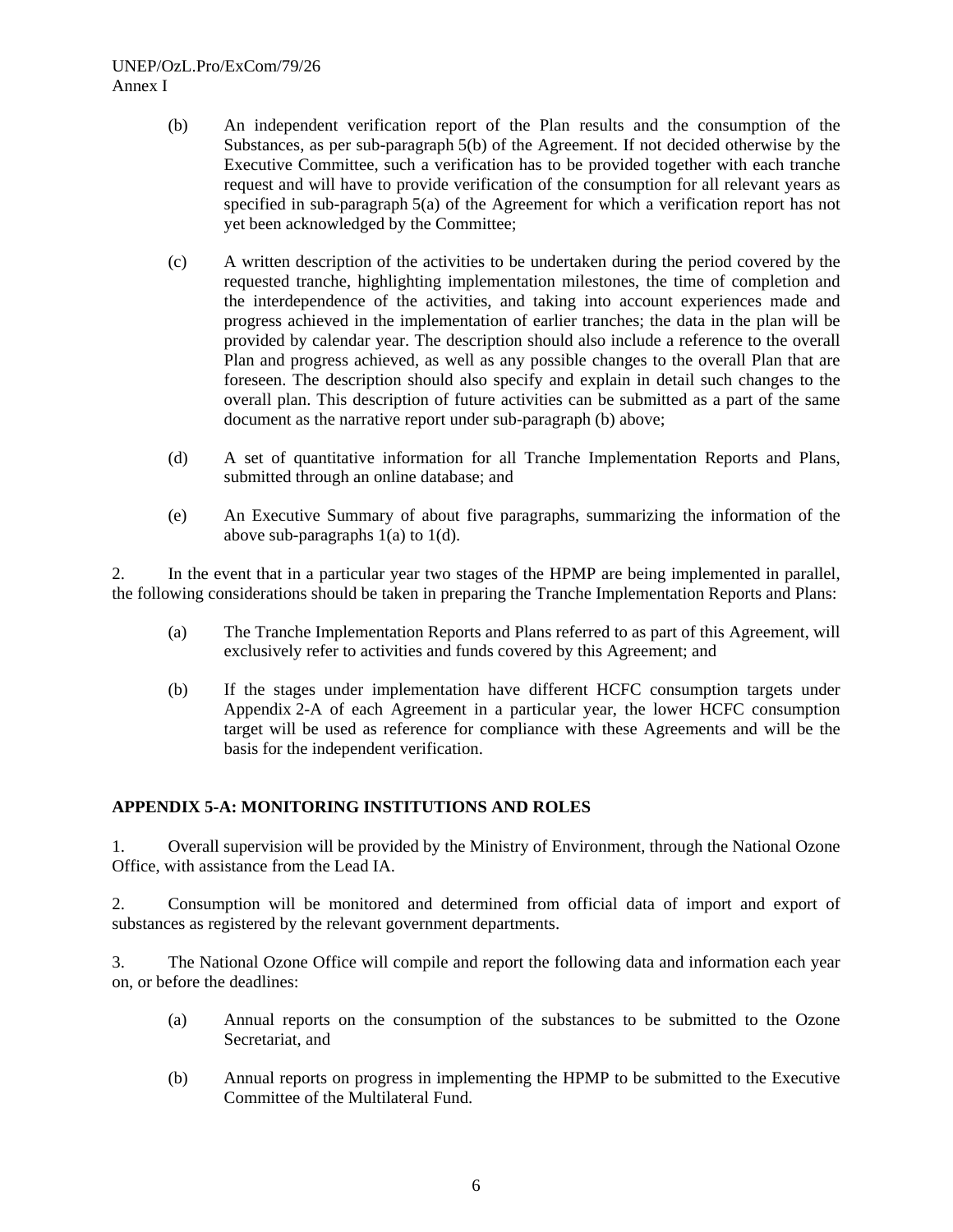(b) An independent verification report of the Plan results and the consumption of the Substances, as per sub-paragraph 5(b) of the Agreement. If not decided otherwise by the Executive Committee, such a verification has to be provided together with each tranche request and will have to provide verification of the consumption for all relevant years as specified in sub-paragraph 5(a) of the Agreement for which a verification report has not yet been acknowledged by the Committee;

(c) A written description of the activities to be undertaken during the period covered by the requested tranche, highlighting implementation milestones, the time of completion and the interdependence of the activities, and taking into account experiences made and progress achieved in the implementation of earlier tranches; the data in the plan will be provided by calendar year. The description should also include a reference to the overall Plan and progress achieved, as well as any possible changes to the overall Plan that are foreseen. The description should also specify and explain in detail such changes to the overall plan. This description of future activities can be submitted as a part of the same document as the narrative report under sub-paragraph (b) above;

(d) A set of quantitative information for all Tranche Implementation Reports and Plans, submitted through an online database; and

(e) An Executive Summary of about five paragraphs, summarizing the information of the above sub-paragraphs 1(a) to 1(d).

2. In the event that in a particular year two stages of the HPMP are being implemented in parallel, the following considerations should be taken in preparing the Tranche Implementation Reports and Plans:

(a) The Tranche Implementation Reports and Plans referred to as part of this Agreement, will exclusively refer to activities and funds covered by this Agreement; and

(b) If the stages under implementation have different HCFC consumption targets under Appendix 2-A of each Agreement in a particular year, the lower HCFC consumption target will be used as reference for compliance with these Agreements and will be the basis for the independent verification.

## APPENDIX 5-A: MONITORING INSTITUTIONS AND ROLES

1. Overall supervision will be provided by the Ministry of Environment, through the National Ozone Office, with assistance from the Lead IA.

2. Consumption will be monitored and determined from official data of import and export of substances as registered by the relevant government departments.

3. The National Ozone Office will compile and report the following data and information each year on, or before the deadlines:

(a) Annual reports on the consumption of the substances to be submitted to the Ozone Secretariat, and

(b) Annual reports on progress in implementing the HPMP to be submitted to the Executive Committee of the Multilateral Fund.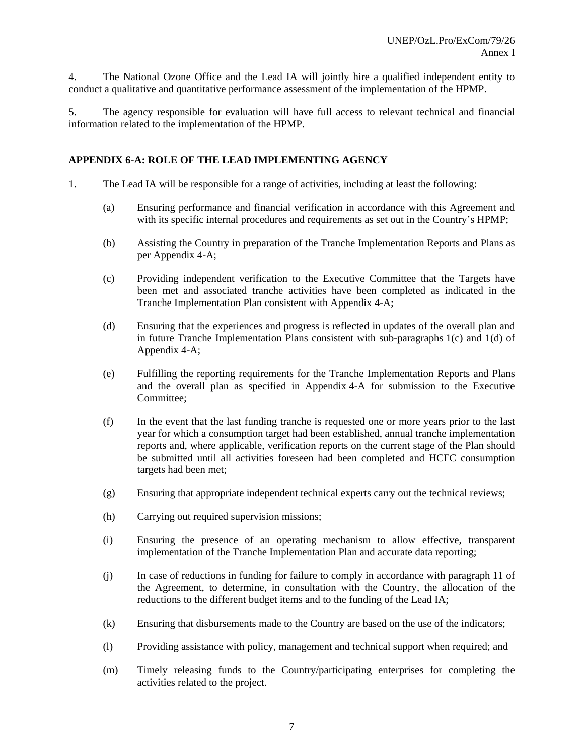4. The National Ozone Office and the Lead IA will jointly hire a qualified independent entity to conduct a qualitative and quantitative performance assessment of the implementation of the HPMP.

5. The agency responsible for evaluation will have full access to relevant technical and financial information related to the implementation of the HPMP.

## APPENDIX 6-A: ROLE OF THE LEAD IMPLEMENTING AGENCY

1. The Lead IA will be responsible for a range of activities, including at least the following:

   (a) Ensuring performance and financial verification in accordance with this Agreement and with its specific internal procedures and requirements as set out in the Country's HPMP;

   (b) Assisting the Country in preparation of the Tranche Implementation Reports and Plans as per Appendix 4-A;

   (c) Providing independent verification to the Executive Committee that the Targets have been met and associated tranche activities have been completed as indicated in the Tranche Implementation Plan consistent with Appendix 4-A;

   (d) Ensuring that the experiences and progress is reflected in updates of the overall plan and in future Tranche Implementation Plans consistent with sub-paragraphs 1(c) and 1(d) of Appendix 4-A;

   (e) Fulfilling the reporting requirements for the Tranche Implementation Reports and Plans and the overall plan as specified in Appendix 4-A for submission to the Executive Committee;

   (f) In the event that the last funding tranche is requested one or more years prior to the last year for which a consumption target had been established, annual tranche implementation reports and, where applicable, verification reports on the current stage of the Plan should be submitted until all activities foreseen had been completed and HCFC consumption targets had been met;

   (g) Ensuring that appropriate independent technical experts carry out the technical reviews;

   (h) Carrying out required supervision missions;

   (i) Ensuring the presence of an operating mechanism to allow effective, transparent implementation of the Tranche Implementation Plan and accurate data reporting;

   (j) In case of reductions in funding for failure to comply in accordance with paragraph 11 of the Agreement, to determine, in consultation with the Country, the allocation of the reductions to the different budget items and to the funding of the Lead IA;

   (k) Ensuring that disbursements made to the Country are based on the use of the indicators;

   (l) Providing assistance with policy, management and technical support when required; and

   (m) Timely releasing funds to the Country/participating enterprises for completing the activities related to the project.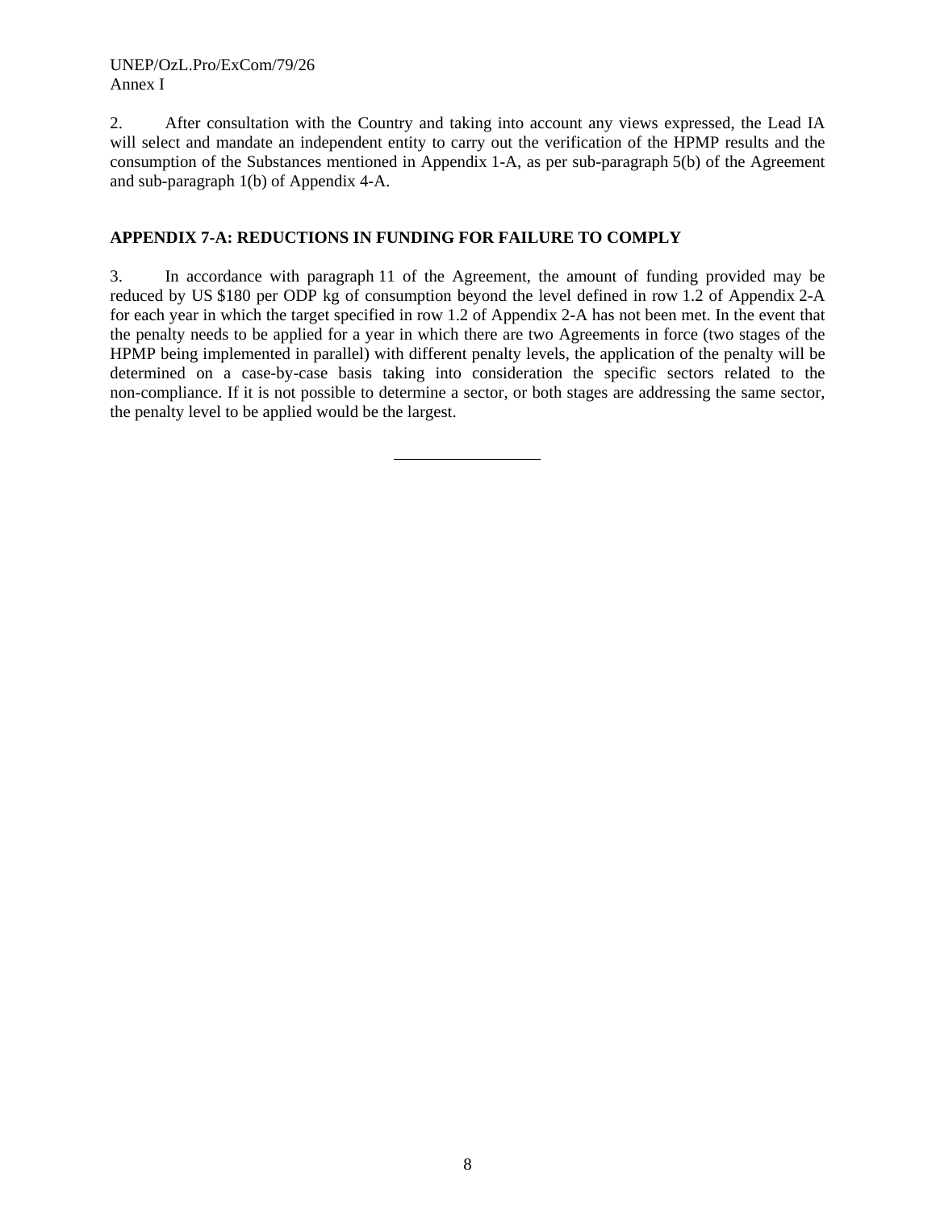2. After consultation with the Country and taking into account any views expressed, the Lead IA will select and mandate an independent entity to carry out the verification of the HPMP results and the consumption of the Substances mentioned in Appendix 1-A, as per sub-paragraph 5(b) of the Agreement and sub-paragraph 1(b) of Appendix 4-A.

## APPENDIX 7-A: REDUCTIONS IN FUNDING FOR FAILURE TO COMPLY

3. In accordance with paragraph 11 of the Agreement, the amount of funding provided may be reduced by US $180 per ODP kg of consumption beyond the level defined in row 1.2 of Appendix 2-A for each year in which the target specified in row 1.2 of Appendix 2-A has not been met. In the event that the penalty needs to be applied for a year in which there are two Agreements in force (two stages of the HPMP being implemented in parallel) with different penalty levels, the application of the penalty will be determined on a case-by-case basis taking into consideration the specific sectors related to the non-compliance. If it is not possible to determine a sector, or both stages are addressing the same sector, the penalty level to be applied would be the largest.